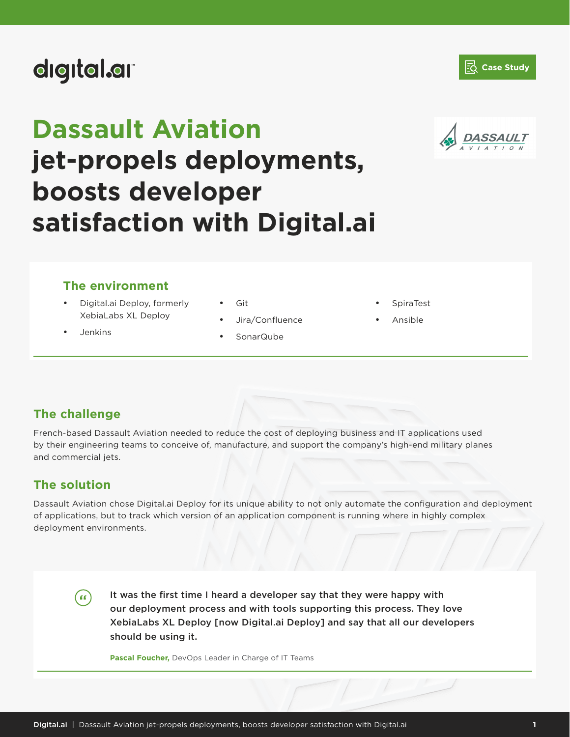Case Study

# Dassault Aviation jet-propels deployments, boosts developer satisfaction with Digital.ai

## The environment

- Digital.ai Deploy, formerly XebiaLabs XL Deploy
- Jenkins
- Git
- Jira/Confluence
- SonarQube
- SpiraTest
- Ansible

## The challenge

French-based Dassault Aviation needed to reduce the cost of deploying business and IT applications used by their engineering teams to conceive of, manufacture, and support the company's high-end military planes and commercial jets.

## The solution

Dassault Aviation chose Digital.ai Deploy for its unique ability to not only automate the configuration and deployment of applications, but to track which version of an application component is running where in highly complex deployment environments.

> **It was the first time I heard a developer say that they were happy with our deployment process and with tools supporting this process. They love XebiaLabs XL Deploy [now Digital.ai Deploy] and say that all our developers should be using it.**
>
> **Pascal Foucher,** DevOps Leader in Charge of IT Teams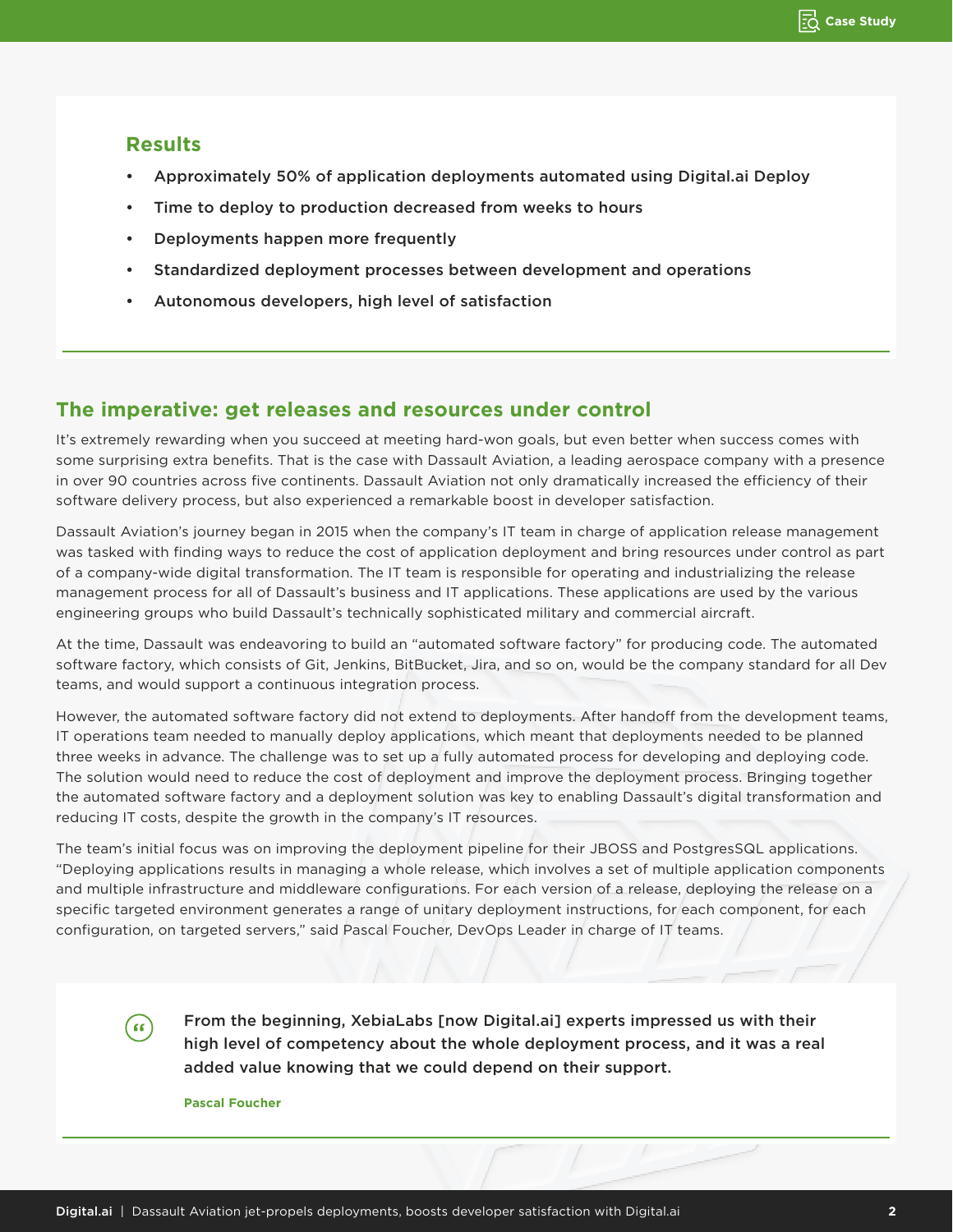## Results

- Approximately 50% of application deployments automated using Digital.ai Deploy
- Time to deploy to production decreased from weeks to hours
- Deployments happen more frequently
- Standardized deployment processes between development and operations
- Autonomous developers, high level of satisfaction

## The imperative: get releases and resources under control

It's extremely rewarding when you succeed at meeting hard-won goals, but even better when success comes with some surprising extra benefits. That is the case with Dassault Aviation, a leading aerospace company with a presence in over 90 countries across five continents. Dassault Aviation not only dramatically increased the efficiency of their software delivery process, but also experienced a remarkable boost in developer satisfaction.

Dassault Aviation's journey began in 2015 when the company's IT team in charge of application release management was tasked with finding ways to reduce the cost of application deployment and bring resources under control as part of a company-wide digital transformation. The IT team is responsible for operating and industrializing the release management process for all of Dassault's business and IT applications. These applications are used by the various engineering groups who build Dassault's technically sophisticated military and commercial aircraft.

At the time, Dassault was endeavoring to build an "automated software factory" for producing code. The automated software factory, which consists of Git, Jenkins, BitBucket, Jira, and so on, would be the company standard for all Dev teams, and would support a continuous integration process.

However, the automated software factory did not extend to deployments. After handoff from the development teams, IT operations team needed to manually deploy applications, which meant that deployments needed to be planned three weeks in advance. The challenge was to set up a fully automated process for developing and deploying code. The solution would need to reduce the cost of deployment and improve the deployment process. Bringing together the automated software factory and a deployment solution was key to enabling Dassault's digital transformation and reducing IT costs, despite the growth in the company's IT resources.

The team's initial focus was on improving the deployment pipeline for their JBOSS and PostgresSQL applications. "Deploying applications results in managing a whole release, which involves a set of multiple application components and multiple infrastructure and middleware configurations. For each version of a release, deploying the release on a specific targeted environment generates a range of unitary deployment instructions, for each component, for each configuration, on targeted servers," said Pascal Foucher, DevOps Leader in charge of IT teams.

> **From the beginning, XebiaLabs [now Digital.ai] experts impressed us with their high level of competency about the whole deployment process, and it was a real added value knowing that we could depend on their support.**
>
> **Pascal Foucher**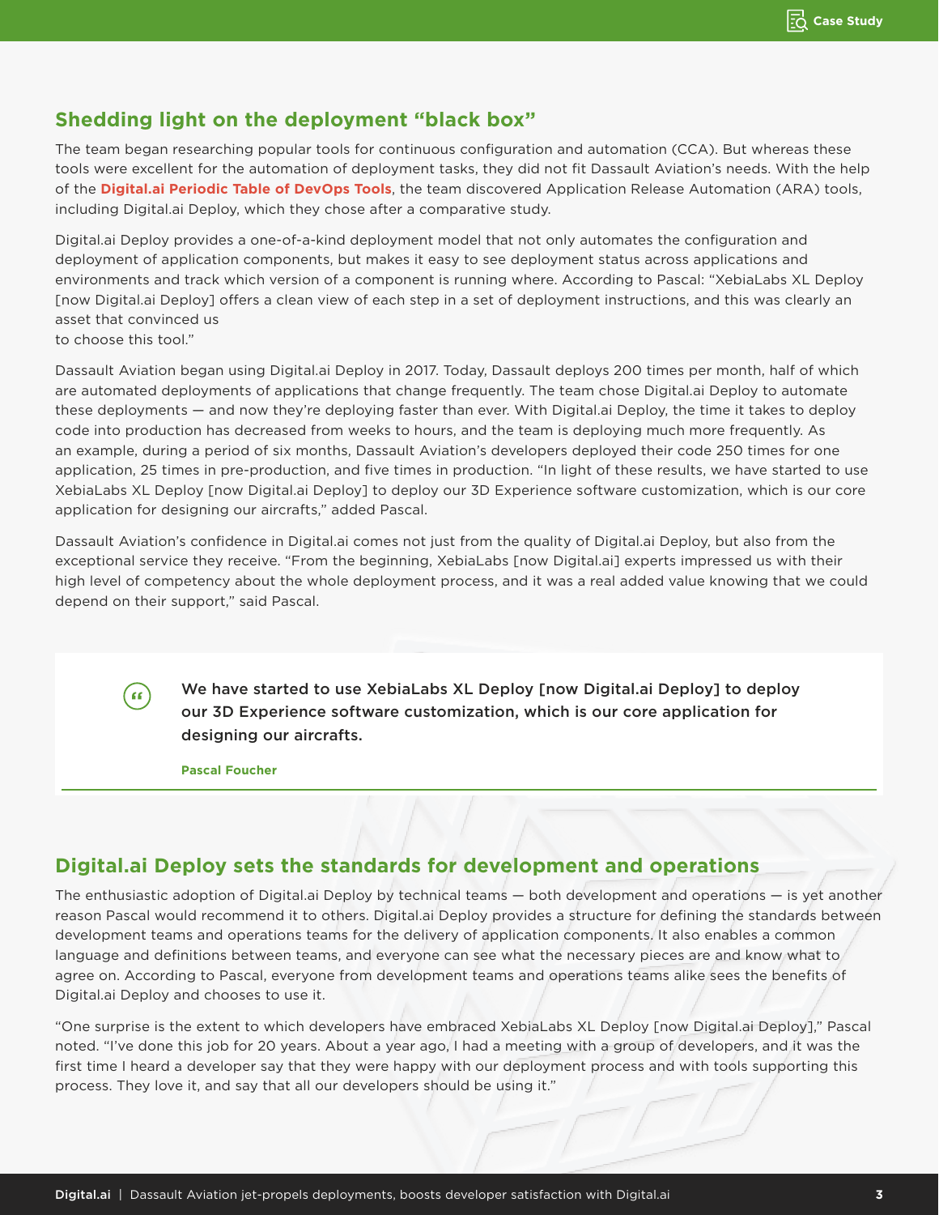## Shedding light on the deployment "black box"

The team began researching popular tools for continuous configuration and automation (CCA). But whereas these tools were excellent for the automation of deployment tasks, they did not fit Dassault Aviation's needs. With the help of the **Digital.ai Periodic Table of DevOps Tools**, the team discovered Application Release Automation (ARA) tools, including Digital.ai Deploy, which they chose after a comparative study.

Digital.ai Deploy provides a one-of-a-kind deployment model that not only automates the configuration and deployment of application components, but makes it easy to see deployment status across applications and environments and track which version of a component is running where. According to Pascal: "XebiaLabs XL Deploy [now Digital.ai Deploy] offers a clean view of each step in a set of deployment instructions, and this was clearly an asset that convinced us to choose this tool."

Dassault Aviation began using Digital.ai Deploy in 2017. Today, Dassault deploys 200 times per month, half of which are automated deployments of applications that change frequently. The team chose Digital.ai Deploy to automate these deployments — and now they're deploying faster than ever. With Digital.ai Deploy, the time it takes to deploy code into production has decreased from weeks to hours, and the team is deploying much more frequently. As an example, during a period of six months, Dassault Aviation's developers deployed their code 250 times for one application, 25 times in pre-production, and five times in production. "In light of these results, we have started to use XebiaLabs XL Deploy [now Digital.ai Deploy] to deploy our 3D Experience software customization, which is our core application for designing our aircrafts," added Pascal.

Dassault Aviation's confidence in Digital.ai comes not just from the quality of Digital.ai Deploy, but also from the exceptional service they receive. "From the beginning, XebiaLabs [now Digital.ai] experts impressed us with their high level of competency about the whole deployment process, and it was a real added value knowing that we could depend on their support," said Pascal.

> **We have started to use XebiaLabs XL Deploy [now Digital.ai Deploy] to deploy our 3D Experience software customization, which is our core application for designing our aircrafts.**
>
> **Pascal Foucher**

## Digital.ai Deploy sets the standards for development and operations

The enthusiastic adoption of Digital.ai Deploy by technical teams — both development and operations — is yet another reason Pascal would recommend it to others. Digital.ai Deploy provides a structure for defining the standards between development teams and operations teams for the delivery of application components. It also enables a common language and definitions between teams, and everyone can see what the necessary pieces are and know what to agree on. According to Pascal, everyone from development teams and operations teams alike sees the benefits of Digital.ai Deploy and chooses to use it.

"One surprise is the extent to which developers have embraced XebiaLabs XL Deploy [now Digital.ai Deploy]," Pascal noted. "I've done this job for 20 years. About a year ago, I had a meeting with a group of developers, and it was the first time I heard a developer say that they were happy with our deployment process and with tools supporting this process. They love it, and say that all our developers should be using it."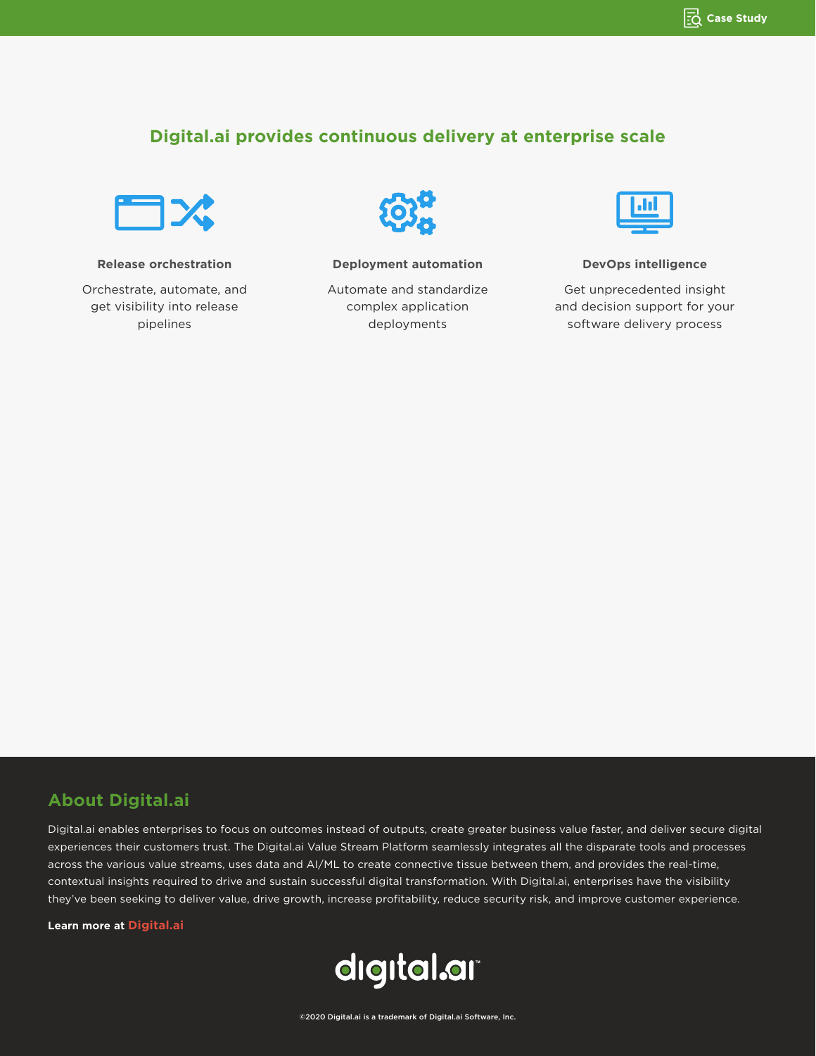## Digital.ai provides continuous delivery at enterprise scale

**Release orchestration**

Orchestrate, automate, and get visibility into release pipelines

**Deployment automation**

Automate and standardize complex application deployments

**DevOps intelligence**

Get unprecedented insight and decision support for your software delivery process

## About Digital.ai

Digital.ai enables enterprises to focus on outcomes instead of outputs, create greater business value faster, and deliver secure digital experiences their customers trust. The Digital.ai Value Stream Platform seamlessly integrates all the disparate tools and processes across the various value streams, uses data and AI/ML to create connective tissue between them, and provides the real-time, contextual insights required to drive and sustain successful digital transformation. With Digital.ai, enterprises have the visibility they've been seeking to deliver value, drive growth, increase profitability, reduce security risk, and improve customer experience.

**Learn more at Digital.ai**

©2020 Digital.ai is a trademark of Digital.ai Software, Inc.